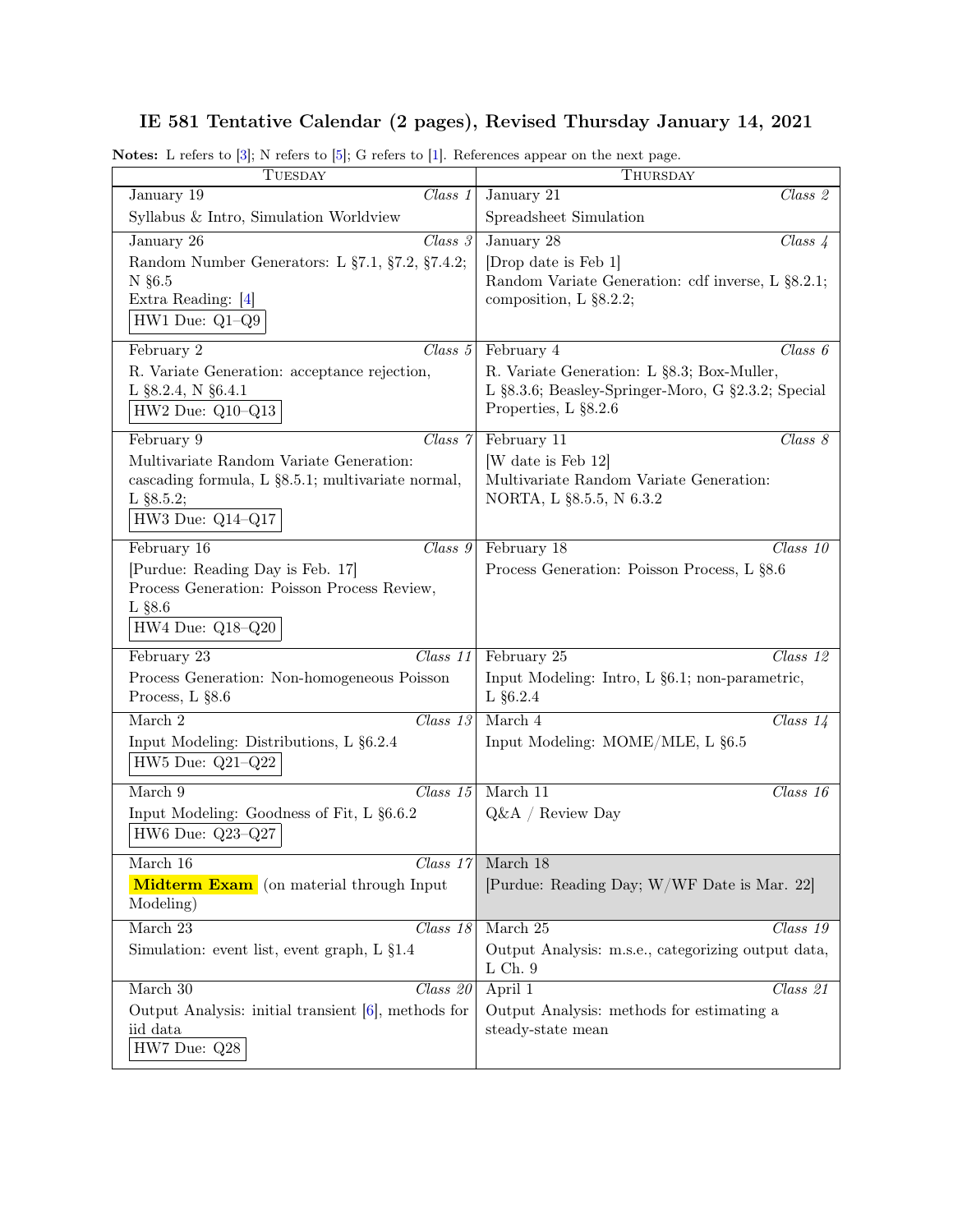# IE 581 Tentative Calendar (2 pages), Revised Thursday January 14, 2021

**Notes:** L refers to [3]; N refers to [5]; G refers to [1]. References appear on the next page.

| Tuesday | Thursday |
|---|---|
| January 19 *Class 1*<br>Syllabus & Intro, Simulation Worldview | January 21 *Class 2*<br>Spreadsheet Simulation |
| January 26 *Class 3*<br>Random Number Generators: L §7.1, §7.2, §7.4.2; N §6.5<br>Extra Reading: [4]<br>HW1 Due: Q1–Q9 | January 28 *Class 4*<br>[Drop date is Feb 1]<br>Random Variate Generation: cdf inverse, L §8.2.1; composition, L §8.2.2; |
| February 2 *Class 5*<br>R. Variate Generation: acceptance rejection, L §8.2.4, N §6.4.1<br>HW2 Due: Q10–Q13 | February 4 *Class 6*<br>R. Variate Generation: L §8.3; Box-Muller, L §8.3.6; Beasley-Springer-Moro, G §2.3.2; Special Properties, L §8.2.6 |
| February 9 *Class 7*<br>Multivariate Random Variate Generation: cascading formula, L §8.5.1; multivariate normal, L §8.5.2;<br>HW3 Due: Q14–Q17 | February 11 *Class 8*<br>[W date is Feb 12]<br>Multivariate Random Variate Generation: NORTA, L §8.5.5, N 6.3.2 |
| February 16 *Class 9*<br>[Purdue: Reading Day is Feb. 17]<br>Process Generation: Poisson Process Review, L §8.6<br>HW4 Due: Q18–Q20 | February 18 *Class 10*<br>Process Generation: Poisson Process, L §8.6 |
| February 23 *Class 11*<br>Process Generation: Non-homogeneous Poisson Process, L §8.6 | February 25 *Class 12*<br>Input Modeling: Intro, L §6.1; non-parametric, L §6.2.4 |
| March 2 *Class 13*<br>Input Modeling: Distributions, L §6.2.4<br>HW5 Due: Q21–Q22 | March 4 *Class 14*<br>Input Modeling: MOME/MLE, L §6.5 |
| March 9 *Class 15*<br>Input Modeling: Goodness of Fit, L §6.6.2<br>HW6 Due: Q23–Q27 | March 11 *Class 16*<br>Q&A / Review Day |
| March 16 *Class 17*<br>**Midterm Exam** (on material through Input Modeling) | March 18<br>[Purdue: Reading Day; W/WF Date is Mar. 22] |
| March 23 *Class 18*<br>Simulation: event list, event graph, L §1.4 | March 25 *Class 19*<br>Output Analysis: m.s.e., categorizing output data, L Ch. 9 |
| March 30 *Class 20*<br>Output Analysis: initial transient [6], methods for iid data<br>HW7 Due: Q28 | April 1 *Class 21*<br>Output Analysis: methods for estimating a steady-state mean |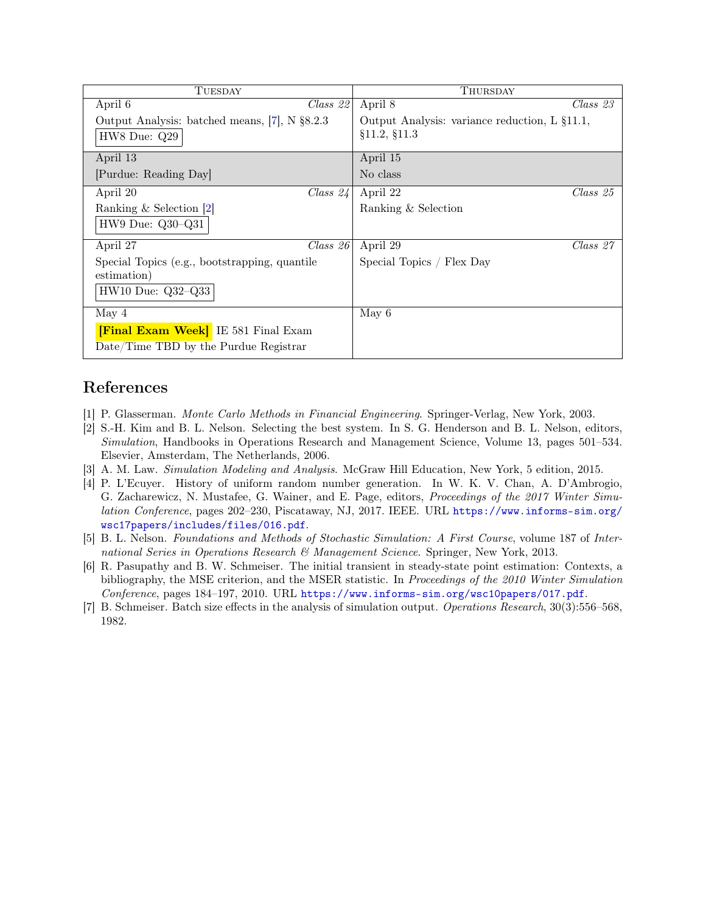| Tuesday | Thursday |
| --- | --- |
| April 6 *Class 22* Output Analysis: batched means, [7], N §8.2.3 HW8 Due: Q29 | April 8 *Class 23* Output Analysis: variance reduction, L §11.1, §11.2, §11.3 |
| April 13 [Purdue: Reading Day] | April 15 No class |
| April 20 *Class 24* Ranking & Selection [2] HW9 Due: Q30–Q31 | April 22 *Class 25* Ranking & Selection |
| April 27 *Class 26* Special Topics (e.g., bootstrapping, quantile estimation) HW10 Due: Q32–Q33 | April 29 *Class 27* Special Topics / Flex Day |
| May 4 **[Final Exam Week]** IE 581 Final Exam Date/Time TBD by the Purdue Registrar | May 6 |

## References

[1] P. Glasserman. *Monte Carlo Methods in Financial Engineering*. Springer-Verlag, New York, 2003.

[2] S.-H. Kim and B. L. Nelson. Selecting the best system. In S. G. Henderson and B. L. Nelson, editors, *Simulation*, Handbooks in Operations Research and Management Science, Volume 13, pages 501–534. Elsevier, Amsterdam, The Netherlands, 2006.

[3] A. M. Law. *Simulation Modeling and Analysis*. McGraw Hill Education, New York, 5 edition, 2015.

[4] P. L'Ecuyer. History of uniform random number generation. In W. K. V. Chan, A. D'Ambrogio, G. Zacharewicz, N. Mustafee, G. Wainer, and E. Page, editors, *Proceedings of the 2017 Winter Simulation Conference*, pages 202–230, Piscataway, NJ, 2017. IEEE. URL https://www.informs-sim.org/wsc17papers/includes/files/016.pdf.

[5] B. L. Nelson. *Foundations and Methods of Stochastic Simulation: A First Course*, volume 187 of *International Series in Operations Research & Management Science*. Springer, New York, 2013.

[6] R. Pasupathy and B. W. Schmeiser. The initial transient in steady-state point estimation: Contexts, a bibliography, the MSE criterion, and the MSER statistic. In *Proceedings of the 2010 Winter Simulation Conference*, pages 184–197, 2010. URL https://www.informs-sim.org/wsc10papers/017.pdf.

[7] B. Schmeiser. Batch size effects in the analysis of simulation output. *Operations Research*, 30(3):556–568, 1982.